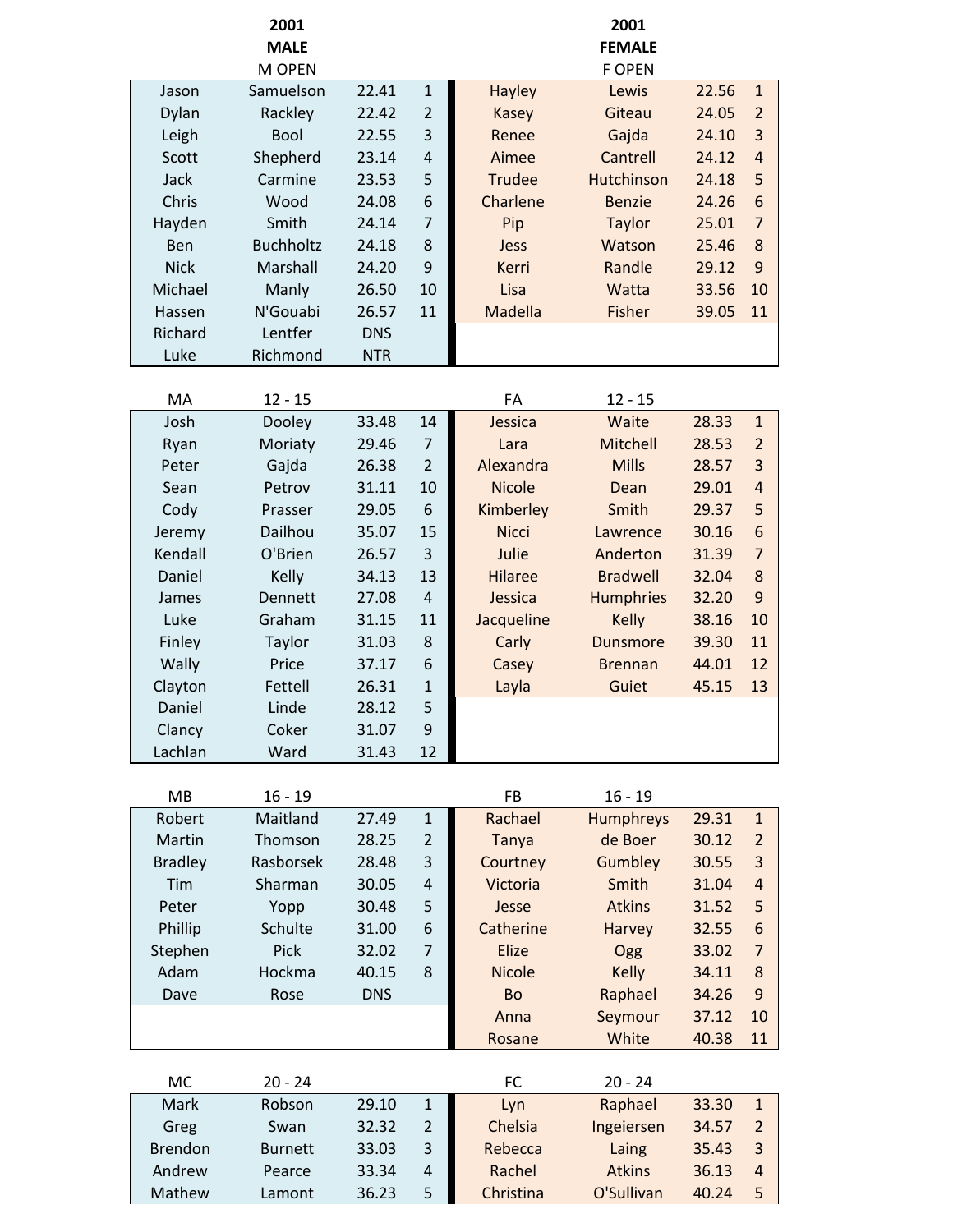| 2001 MALE | | | | 2001 FEMALE | | | |
|---|---|---|---|---|---|---|---|
| M OPEN | | | | F OPEN | | | |
| Jason | Samuelson | 22.41 | 1 | Hayley | Lewis | 22.56 | 1 |
| Dylan | Rackley | 22.42 | 2 | Kasey | Giteau | 24.05 | 2 |
| Leigh | Bool | 22.55 | 3 | Renee | Gajda | 24.10 | 3 |
| Scott | Shepherd | 23.14 | 4 | Aimee | Cantrell | 24.12 | 4 |
| Jack | Carmine | 23.53 | 5 | Trudee | Hutchinson | 24.18 | 5 |
| Chris | Wood | 24.08 | 6 | Charlene | Benzie | 24.26 | 6 |
| Hayden | Smith | 24.14 | 7 | Pip | Taylor | 25.01 | 7 |
| Ben | Buchholtz | 24.18 | 8 | Jess | Watson | 25.46 | 8 |
| Nick | Marshall | 24.20 | 9 | Kerri | Randle | 29.12 | 9 |
| Michael | Manly | 26.50 | 10 | Lisa | Watta | 33.56 | 10 |
| Hassen | N'Gouabi | 26.57 | 11 | Madella | Fisher | 39.05 | 11 |
| Richard | Lentfer | DNS | | | | | |
| Luke | Richmond | NTR | | | | | |

| MA | 12 - 15 | | | FA | 12 - 15 | | |
|---|---|---|---|---|---|---|---|
| Josh | Dooley | 33.48 | 14 | Jessica | Waite | 28.33 | 1 |
| Ryan | Moriaty | 29.46 | 7 | Lara | Mitchell | 28.53 | 2 |
| Peter | Gajda | 26.38 | 2 | Alexandra | Mills | 28.57 | 3 |
| Sean | Petrov | 31.11 | 10 | Nicole | Dean | 29.01 | 4 |
| Cody | Prasser | 29.05 | 6 | Kimberley | Smith | 29.37 | 5 |
| Jeremy | Dailhou | 35.07 | 15 | Nicci | Lawrence | 30.16 | 6 |
| Kendall | O'Brien | 26.57 | 3 | Julie | Anderton | 31.39 | 7 |
| Daniel | Kelly | 34.13 | 13 | Hilaree | Bradwell | 32.04 | 8 |
| James | Dennett | 27.08 | 4 | Jessica | Humphries | 32.20 | 9 |
| Luke | Graham | 31.15 | 11 | Jacqueline | Kelly | 38.16 | 10 |
| Finley | Taylor | 31.03 | 8 | Carly | Dunsmore | 39.30 | 11 |
| Wally | Price | 37.17 | 6 | Casey | Brennan | 44.01 | 12 |
| Clayton | Fettell | 26.31 | 1 | Layla | Guiet | 45.15 | 13 |
| Daniel | Linde | 28.12 | 5 | | | | |
| Clancy | Coker | 31.07 | 9 | | | | |
| Lachlan | Ward | 31.43 | 12 | | | | |

| MB | 16 - 19 | | | FB | 16 - 19 | | |
|---|---|---|---|---|---|---|---|
| Robert | Maitland | 27.49 | 1 | Rachael | Humphreys | 29.31 | 1 |
| Martin | Thomson | 28.25 | 2 | Tanya | de Boer | 30.12 | 2 |
| Bradley | Rasborsek | 28.48 | 3 | Courtney | Gumbley | 30.55 | 3 |
| Tim | Sharman | 30.05 | 4 | Victoria | Smith | 31.04 | 4 |
| Peter | Yopp | 30.48 | 5 | Jesse | Atkins | 31.52 | 5 |
| Phillip | Schulte | 31.00 | 6 | Catherine | Harvey | 32.55 | 6 |
| Stephen | Pick | 32.02 | 7 | Elize | Ogg | 33.02 | 7 |
| Adam | Hockma | 40.15 | 8 | Nicole | Kelly | 34.11 | 8 |
| Dave | Rose | DNS | | Bo | Raphael | 34.26 | 9 |
| | | | | Anna | Seymour | 37.12 | 10 |
| | | | | Rosane | White | 40.38 | 11 |

| MC | 20 - 24 | | | FC | 20 - 24 | | |
|---|---|---|---|---|---|---|---|
| Mark | Robson | 29.10 | 1 | Lyn | Raphael | 33.30 | 1 |
| Greg | Swan | 32.32 | 2 | Chelsia | Ingeiersen | 34.57 | 2 |
| Brendon | Burnett | 33.03 | 3 | Rebecca | Laing | 35.43 | 3 |
| Andrew | Pearce | 33.34 | 4 | Rachel | Atkins | 36.13 | 4 |
| Mathew | Lamont | 36.23 | 5 | Christina | O'Sullivan | 40.24 | 5 |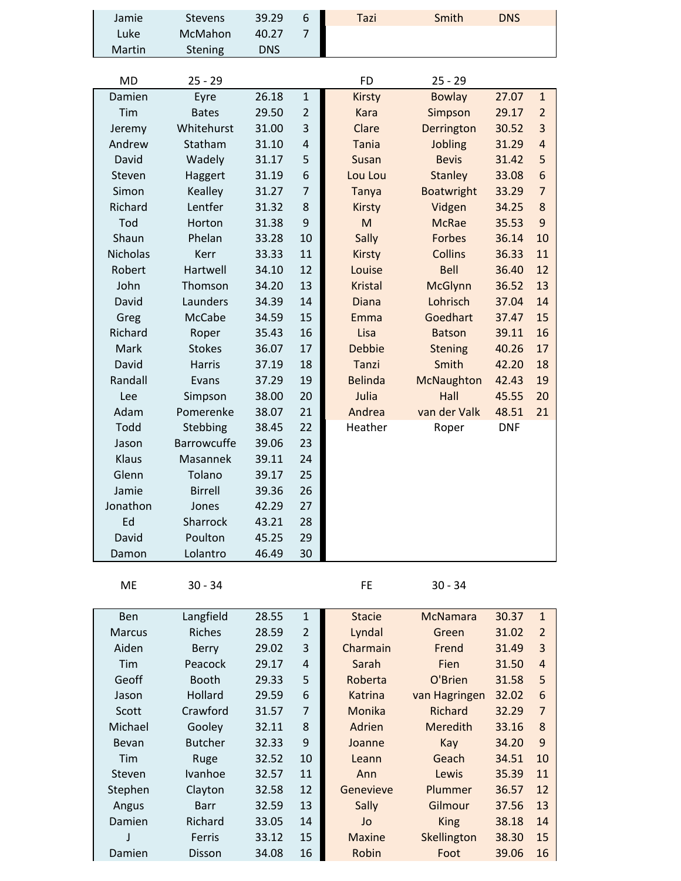| | | | | | | | |
|---|---|---|---|---|---|---|---|
| Jamie | Stevens | 39.29 | 6 | Tazi | Smith | DNS | |
| Luke | McMahon | 40.27 | 7 | | | | |
| Martin | Stening | DNS | | | | | |

| MD | 25 - 29 | | | FD | 25 - 29 | | |
|---|---|---|---|---|---|---|---|
| Damien | Eyre | 26.18 | 1 | Kirsty | Bowlay | 27.07 | 1 |
| Tim | Bates | 29.50 | 2 | Kara | Simpson | 29.17 | 2 |
| Jeremy | Whitehurst | 31.00 | 3 | Clare | Derrington | 30.52 | 3 |
| Andrew | Statham | 31.10 | 4 | Tania | Jobling | 31.29 | 4 |
| David | Wadely | 31.17 | 5 | Susan | Bevis | 31.42 | 5 |
| Steven | Haggert | 31.19 | 6 | Lou Lou | Stanley | 33.08 | 6 |
| Simon | Kealley | 31.27 | 7 | Tanya | Boatwright | 33.29 | 7 |
| Richard | Lentfer | 31.32 | 8 | Kirsty | Vidgen | 34.25 | 8 |
| Tod | Horton | 31.38 | 9 | M | McRae | 35.53 | 9 |
| Shaun | Phelan | 33.28 | 10 | Sally | Forbes | 36.14 | 10 |
| Nicholas | Kerr | 33.33 | 11 | Kirsty | Collins | 36.33 | 11 |
| Robert | Hartwell | 34.10 | 12 | Louise | Bell | 36.40 | 12 |
| John | Thomson | 34.20 | 13 | Kristal | McGlynn | 36.52 | 13 |
| David | Launders | 34.39 | 14 | Diana | Lohrisch | 37.04 | 14 |
| Greg | McCabe | 34.59 | 15 | Emma | Goedhart | 37.47 | 15 |
| Richard | Roper | 35.43 | 16 | Lisa | Batson | 39.11 | 16 |
| Mark | Stokes | 36.07 | 17 | Debbie | Stening | 40.26 | 17 |
| David | Harris | 37.19 | 18 | Tanzi | Smith | 42.20 | 18 |
| Randall | Evans | 37.29 | 19 | Belinda | McNaughton | 42.43 | 19 |
| Lee | Simpson | 38.00 | 20 | Julia | Hall | 45.55 | 20 |
| Adam | Pomerenke | 38.07 | 21 | Andrea | van der Valk | 48.51 | 21 |
| Todd | Stebbing | 38.45 | 22 | Heather | Roper | DNF | |
| Jason | Barrowcuffe | 39.06 | 23 | | | | |
| Klaus | Masannek | 39.11 | 24 | | | | |
| Glenn | Tolano | 39.17 | 25 | | | | |
| Jamie | Birrell | 39.36 | 26 | | | | |
| Jonathon | Jones | 42.29 | 27 | | | | |
| Ed | Sharrock | 43.21 | 28 | | | | |
| David | Poulton | 45.25 | 29 | | | | |
| Damon | Lolantro | 46.49 | 30 | | | | |

| ME | 30 - 34 | | | FE | 30 - 34 | | |
|---|---|---|---|---|---|---|---|
| Ben | Langfield | 28.55 | 1 | Stacie | McNamara | 30.37 | 1 |
| Marcus | Riches | 28.59 | 2 | Lyndal | Green | 31.02 | 2 |
| Aiden | Berry | 29.02 | 3 | Charmain | Frend | 31.49 | 3 |
| Tim | Peacock | 29.17 | 4 | Sarah | Fien | 31.50 | 4 |
| Geoff | Booth | 29.33 | 5 | Roberta | O'Brien | 31.58 | 5 |
| Jason | Hollard | 29.59 | 6 | Katrina | van Hagringen | 32.02 | 6 |
| Scott | Crawford | 31.57 | 7 | Monika | Richard | 32.29 | 7 |
| Michael | Gooley | 32.11 | 8 | Adrien | Meredith | 33.16 | 8 |
| Bevan | Butcher | 32.33 | 9 | Joanne | Kay | 34.20 | 9 |
| Tim | Ruge | 32.52 | 10 | Leann | Geach | 34.51 | 10 |
| Steven | Ivanhoe | 32.57 | 11 | Ann | Lewis | 35.39 | 11 |
| Stephen | Clayton | 32.58 | 12 | Genevieve | Plummer | 36.57 | 12 |
| Angus | Barr | 32.59 | 13 | Sally | Gilmour | 37.56 | 13 |
| Damien | Richard | 33.05 | 14 | Jo | King | 38.18 | 14 |
| J | Ferris | 33.12 | 15 | Maxine | Skellington | 38.30 | 15 |
| Damien | Disson | 34.08 | 16 | Robin | Foot | 39.06 | 16 |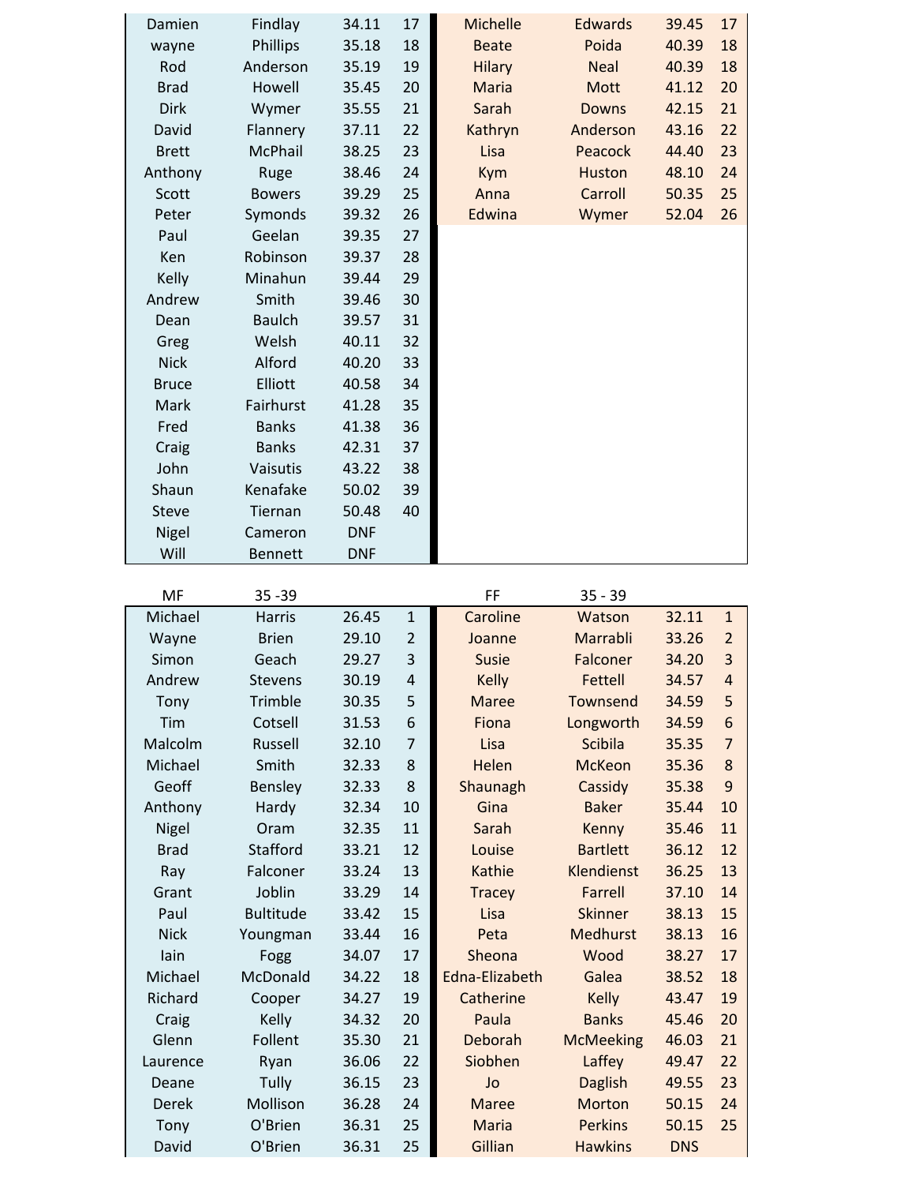| | | | | | | | |
|---|---|---|---|---|---|---|---|
| Damien | Findlay | 34.11 | 17 | Michelle | Edwards | 39.45 | 17 |
| wayne | Phillips | 35.18 | 18 | Beate | Poida | 40.39 | 18 |
| Rod | Anderson | 35.19 | 19 | Hilary | Neal | 40.39 | 18 |
| Brad | Howell | 35.45 | 20 | Maria | Mott | 41.12 | 20 |
| Dirk | Wymer | 35.55 | 21 | Sarah | Downs | 42.15 | 21 |
| David | Flannery | 37.11 | 22 | Kathryn | Anderson | 43.16 | 22 |
| Brett | McPhail | 38.25 | 23 | Lisa | Peacock | 44.40 | 23 |
| Anthony | Ruge | 38.46 | 24 | Kym | Huston | 48.10 | 24 |
| Scott | Bowers | 39.29 | 25 | Anna | Carroll | 50.35 | 25 |
| Peter | Symonds | 39.32 | 26 | Edwina | Wymer | 52.04 | 26 |
| Paul | Geelan | 39.35 | 27 | | | | |
| Ken | Robinson | 39.37 | 28 | | | | |
| Kelly | Minahun | 39.44 | 29 | | | | |
| Andrew | Smith | 39.46 | 30 | | | | |
| Dean | Baulch | 39.57 | 31 | | | | |
| Greg | Welsh | 40.11 | 32 | | | | |
| Nick | Alford | 40.20 | 33 | | | | |
| Bruce | Elliott | 40.58 | 34 | | | | |
| Mark | Fairhurst | 41.28 | 35 | | | | |
| Fred | Banks | 41.38 | 36 | | | | |
| Craig | Banks | 42.31 | 37 | | | | |
| John | Vaisutis | 43.22 | 38 | | | | |
| Shaun | Kenafake | 50.02 | 39 | | | | |
| Steve | Tiernan | 50.48 | 40 | | | | |
| Nigel | Cameron | DNF | | | | | |
| Will | Bennett | DNF | | | | | |

| MF | 35 -39 | | | FF | 35 - 39 | | |
|---|---|---|---|---|---|---|---|
| Michael | Harris | 26.45 | 1 | Caroline | Watson | 32.11 | 1 |
| Wayne | Brien | 29.10 | 2 | Joanne | Marrabli | 33.26 | 2 |
| Simon | Geach | 29.27 | 3 | Susie | Falconer | 34.20 | 3 |
| Andrew | Stevens | 30.19 | 4 | Kelly | Fettell | 34.57 | 4 |
| Tony | Trimble | 30.35 | 5 | Maree | Townsend | 34.59 | 5 |
| Tim | Cotsell | 31.53 | 6 | Fiona | Longworth | 34.59 | 6 |
| Malcolm | Russell | 32.10 | 7 | Lisa | Scibila | 35.35 | 7 |
| Michael | Smith | 32.33 | 8 | Helen | McKeon | 35.36 | 8 |
| Geoff | Bensley | 32.33 | 8 | Shaunagh | Cassidy | 35.38 | 9 |
| Anthony | Hardy | 32.34 | 10 | Gina | Baker | 35.44 | 10 |
| Nigel | Oram | 32.35 | 11 | Sarah | Kenny | 35.46 | 11 |
| Brad | Stafford | 33.21 | 12 | Louise | Bartlett | 36.12 | 12 |
| Ray | Falconer | 33.24 | 13 | Kathie | Klendienst | 36.25 | 13 |
| Grant | Joblin | 33.29 | 14 | Tracey | Farrell | 37.10 | 14 |
| Paul | Bultitude | 33.42 | 15 | Lisa | Skinner | 38.13 | 15 |
| Nick | Youngman | 33.44 | 16 | Peta | Medhurst | 38.13 | 16 |
| Iain | Fogg | 34.07 | 17 | Sheona | Wood | 38.27 | 17 |
| Michael | McDonald | 34.22 | 18 | Edna-Elizabeth | Galea | 38.52 | 18 |
| Richard | Cooper | 34.27 | 19 | Catherine | Kelly | 43.47 | 19 |
| Craig | Kelly | 34.32 | 20 | Paula | Banks | 45.46 | 20 |
| Glenn | Follent | 35.30 | 21 | Deborah | McMeeking | 46.03 | 21 |
| Laurence | Ryan | 36.06 | 22 | Siobhen | Laffey | 49.47 | 22 |
| Deane | Tully | 36.15 | 23 | Jo | Daglish | 49.55 | 23 |
| Derek | Mollison | 36.28 | 24 | Maree | Morton | 50.15 | 24 |
| Tony | O'Brien | 36.31 | 25 | Maria | Perkins | 50.15 | 25 |
| David | O'Brien | 36.31 | 25 | Gillian | Hawkins | DNS | |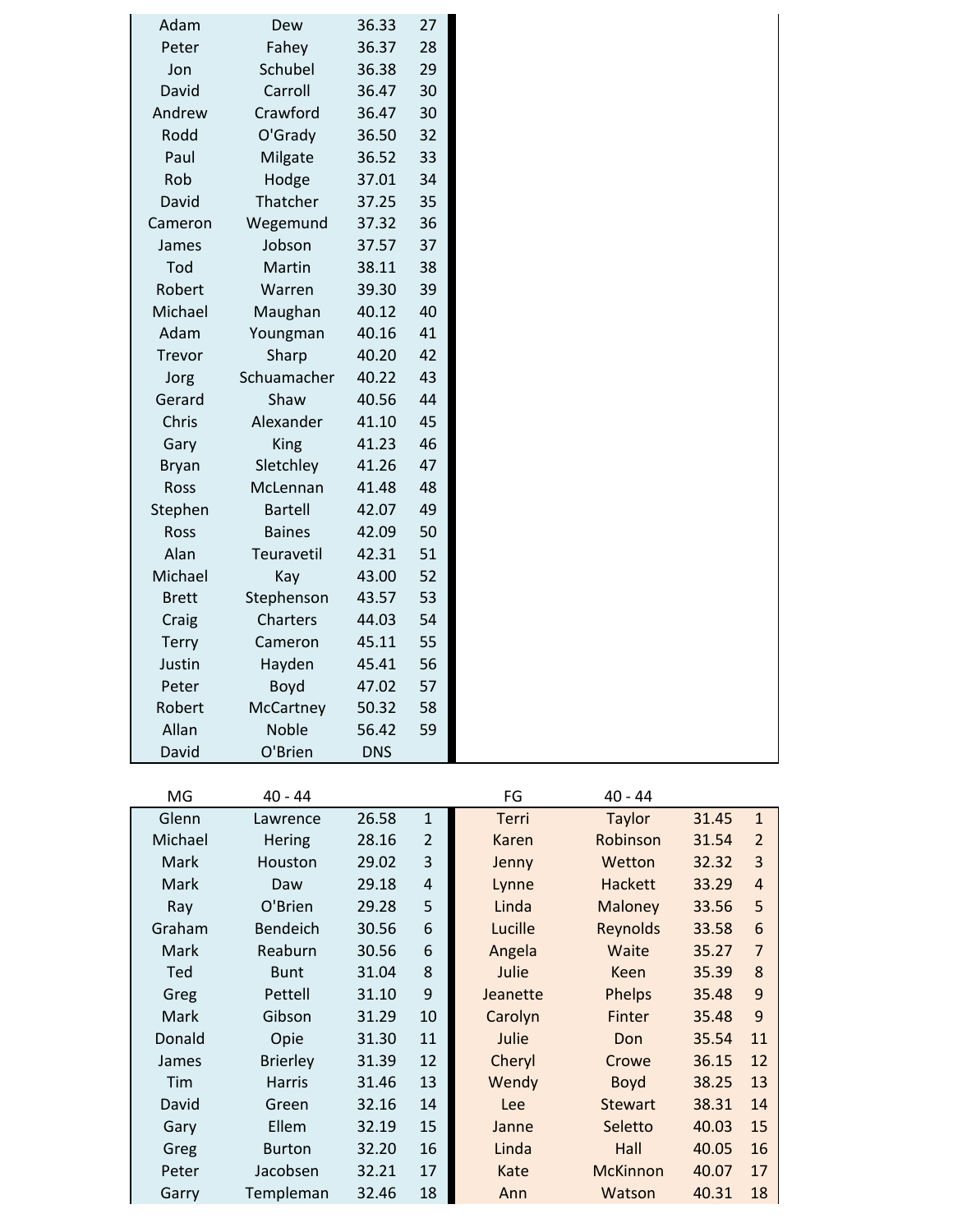| | | | |
|---|---|---|---|
| Adam | Dew | 36.33 | 27 |
| Peter | Fahey | 36.37 | 28 |
| Jon | Schubel | 36.38 | 29 |
| David | Carroll | 36.47 | 30 |
| Andrew | Crawford | 36.47 | 30 |
| Rodd | O'Grady | 36.50 | 32 |
| Paul | Milgate | 36.52 | 33 |
| Rob | Hodge | 37.01 | 34 |
| David | Thatcher | 37.25 | 35 |
| Cameron | Wegemund | 37.32 | 36 |
| James | Jobson | 37.57 | 37 |
| Tod | Martin | 38.11 | 38 |
| Robert | Warren | 39.30 | 39 |
| Michael | Maughan | 40.12 | 40 |
| Adam | Youngman | 40.16 | 41 |
| Trevor | Sharp | 40.20 | 42 |
| Jorg | Schuamacher | 40.22 | 43 |
| Gerard | Shaw | 40.56 | 44 |
| Chris | Alexander | 41.10 | 45 |
| Gary | King | 41.23 | 46 |
| Bryan | Sletchley | 41.26 | 47 |
| Ross | McLennan | 41.48 | 48 |
| Stephen | Bartell | 42.07 | 49 |
| Ross | Baines | 42.09 | 50 |
| Alan | Teuravetil | 42.31 | 51 |
| Michael | Kay | 43.00 | 52 |
| Brett | Stephenson | 43.57 | 53 |
| Craig | Charters | 44.03 | 54 |
| Terry | Cameron | 45.11 | 55 |
| Justin | Hayden | 45.41 | 56 |
| Peter | Boyd | 47.02 | 57 |
| Robert | McCartney | 50.32 | 58 |
| Allan | Noble | 56.42 | 59 |
| David | O'Brien | DNS | |

| MG | 40 - 44 | | | FG | 40 - 44 | | |
|---|---|---|---|---|---|---|---|
| Glenn | Lawrence | 26.58 | 1 | Terri | Taylor | 31.45 | 1 |
| Michael | Hering | 28.16 | 2 | Karen | Robinson | 31.54 | 2 |
| Mark | Houston | 29.02 | 3 | Jenny | Wetton | 32.32 | 3 |
| Mark | Daw | 29.18 | 4 | Lynne | Hackett | 33.29 | 4 |
| Ray | O'Brien | 29.28 | 5 | Linda | Maloney | 33.56 | 5 |
| Graham | Bendeich | 30.56 | 6 | Lucille | Reynolds | 33.58 | 6 |
| Mark | Reaburn | 30.56 | 6 | Angela | Waite | 35.27 | 7 |
| Ted | Bunt | 31.04 | 8 | Julie | Keen | 35.39 | 8 |
| Greg | Pettell | 31.10 | 9 | Jeanette | Phelps | 35.48 | 9 |
| Mark | Gibson | 31.29 | 10 | Carolyn | Finter | 35.48 | 9 |
| Donald | Opie | 31.30 | 11 | Julie | Don | 35.54 | 11 |
| James | Brierley | 31.39 | 12 | Cheryl | Crowe | 36.15 | 12 |
| Tim | Harris | 31.46 | 13 | Wendy | Boyd | 38.25 | 13 |
| David | Green | 32.16 | 14 | Lee | Stewart | 38.31 | 14 |
| Gary | Ellem | 32.19 | 15 | Janne | Seletto | 40.03 | 15 |
| Greg | Burton | 32.20 | 16 | Linda | Hall | 40.05 | 16 |
| Peter | Jacobsen | 32.21 | 17 | Kate | McKinnon | 40.07 | 17 |
| Garry | Templeman | 32.46 | 18 | Ann | Watson | 40.31 | 18 |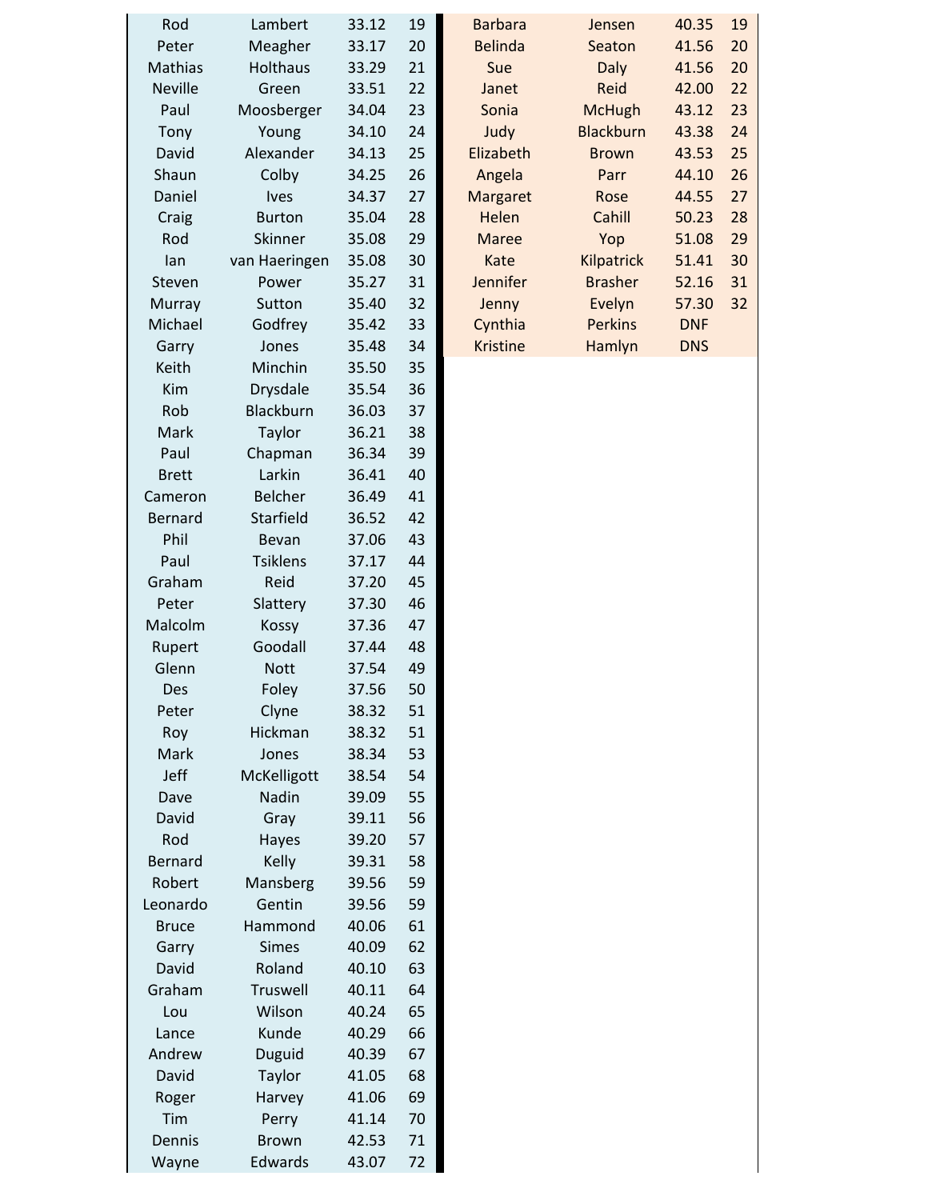| | | | | | | | |
|---|---|---|---|---|---|---|---|
| Rod | Lambert | 33.12 | 19 | Barbara | Jensen | 40.35 | 19 |
| Peter | Meagher | 33.17 | 20 | Belinda | Seaton | 41.56 | 20 |
| Mathias | Holthaus | 33.29 | 21 | Sue | Daly | 41.56 | 20 |
| Neville | Green | 33.51 | 22 | Janet | Reid | 42.00 | 22 |
| Paul | Moosberger | 34.04 | 23 | Sonia | McHugh | 43.12 | 23 |
| Tony | Young | 34.10 | 24 | Judy | Blackburn | 43.38 | 24 |
| David | Alexander | 34.13 | 25 | Elizabeth | Brown | 43.53 | 25 |
| Shaun | Colby | 34.25 | 26 | Angela | Parr | 44.10 | 26 |
| Daniel | Ives | 34.37 | 27 | Margaret | Rose | 44.55 | 27 |
| Craig | Burton | 35.04 | 28 | Helen | Cahill | 50.23 | 28 |
| Rod | Skinner | 35.08 | 29 | Maree | Yop | 51.08 | 29 |
| Ian | van Haeringen | 35.08 | 30 | Kate | Kilpatrick | 51.41 | 30 |
| Steven | Power | 35.27 | 31 | Jennifer | Brasher | 52.16 | 31 |
| Murray | Sutton | 35.40 | 32 | Jenny | Evelyn | 57.30 | 32 |
| Michael | Godfrey | 35.42 | 33 | Cynthia | Perkins | DNF | |
| Garry | Jones | 35.48 | 34 | Kristine | Hamlyn | DNS | |
| Keith | Minchin | 35.50 | 35 | | | | |
| Kim | Drysdale | 35.54 | 36 | | | | |
| Rob | Blackburn | 36.03 | 37 | | | | |
| Mark | Taylor | 36.21 | 38 | | | | |
| Paul | Chapman | 36.34 | 39 | | | | |
| Brett | Larkin | 36.41 | 40 | | | | |
| Cameron | Belcher | 36.49 | 41 | | | | |
| Bernard | Starfield | 36.52 | 42 | | | | |
| Phil | Bevan | 37.06 | 43 | | | | |
| Paul | Tsiklens | 37.17 | 44 | | | | |
| Graham | Reid | 37.20 | 45 | | | | |
| Peter | Slattery | 37.30 | 46 | | | | |
| Malcolm | Kossy | 37.36 | 47 | | | | |
| Rupert | Goodall | 37.44 | 48 | | | | |
| Glenn | Nott | 37.54 | 49 | | | | |
| Des | Foley | 37.56 | 50 | | | | |
| Peter | Clyne | 38.32 | 51 | | | | |
| Roy | Hickman | 38.32 | 51 | | | | |
| Mark | Jones | 38.34 | 53 | | | | |
| Jeff | McKelligott | 38.54 | 54 | | | | |
| Dave | Nadin | 39.09 | 55 | | | | |
| David | Gray | 39.11 | 56 | | | | |
| Rod | Hayes | 39.20 | 57 | | | | |
| Bernard | Kelly | 39.31 | 58 | | | | |
| Robert | Mansberg | 39.56 | 59 | | | | |
| Leonardo | Gentin | 39.56 | 59 | | | | |
| Bruce | Hammond | 40.06 | 61 | | | | |
| Garry | Simes | 40.09 | 62 | | | | |
| David | Roland | 40.10 | 63 | | | | |
| Graham | Truswell | 40.11 | 64 | | | | |
| Lou | Wilson | 40.24 | 65 | | | | |
| Lance | Kunde | 40.29 | 66 | | | | |
| Andrew | Duguid | 40.39 | 67 | | | | |
| David | Taylor | 41.05 | 68 | | | | |
| Roger | Harvey | 41.06 | 69 | | | | |
| Tim | Perry | 41.14 | 70 | | | | |
| Dennis | Brown | 42.53 | 71 | | | | |
| Wayne | Edwards | 43.07 | 72 | | | | |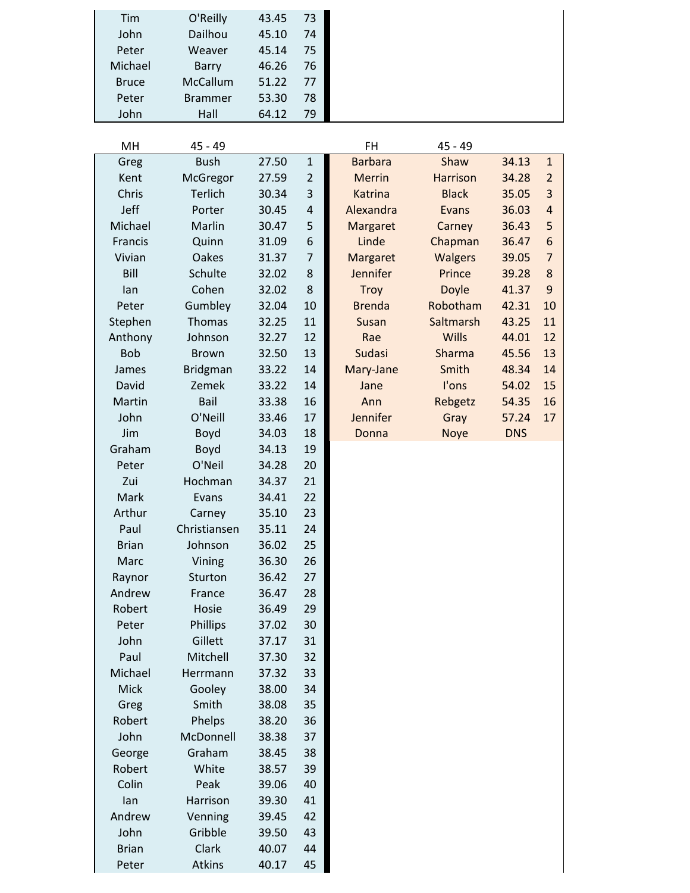| | | | |
|---|---|---|---|
| Tim | O'Reilly | 43.45 | 73 |
| John | Dailhou | 45.10 | 74 |
| Peter | Weaver | 45.14 | 75 |
| Michael | Barry | 46.26 | 76 |
| Bruce | McCallum | 51.22 | 77 |
| Peter | Brammer | 53.30 | 78 |
| John | Hall | 64.12 | 79 |

| MH | 45 - 49 | | |
|---|---|---|---|
| Greg | Bush | 27.50 | 1 |
| Kent | McGregor | 27.59 | 2 |
| Chris | Terlich | 30.34 | 3 |
| Jeff | Porter | 30.45 | 4 |
| Michael | Marlin | 30.47 | 5 |
| Francis | Quinn | 31.09 | 6 |
| Vivian | Oakes | 31.37 | 7 |
| Bill | Schulte | 32.02 | 8 |
| Ian | Cohen | 32.02 | 8 |
| Peter | Gumbley | 32.04 | 10 |
| Stephen | Thomas | 32.25 | 11 |
| Anthony | Johnson | 32.27 | 12 |
| Bob | Brown | 32.50 | 13 |
| James | Bridgman | 33.22 | 14 |
| David | Zemek | 33.22 | 14 |
| Martin | Bail | 33.38 | 16 |
| John | O'Neill | 33.46 | 17 |
| Jim | Boyd | 34.03 | 18 |
| Graham | Boyd | 34.13 | 19 |
| Peter | O'Neil | 34.28 | 20 |
| Zui | Hochman | 34.37 | 21 |
| Mark | Evans | 34.41 | 22 |
| Arthur | Carney | 35.10 | 23 |
| Paul | Christiansen | 35.11 | 24 |
| Brian | Johnson | 36.02 | 25 |
| Marc | Vining | 36.30 | 26 |
| Raynor | Sturton | 36.42 | 27 |
| Andrew | France | 36.47 | 28 |
| Robert | Hosie | 36.49 | 29 |
| Peter | Phillips | 37.02 | 30 |
| John | Gillett | 37.17 | 31 |
| Paul | Mitchell | 37.30 | 32 |
| Michael | Herrmann | 37.32 | 33 |
| Mick | Gooley | 38.00 | 34 |
| Greg | Smith | 38.08 | 35 |
| Robert | Phelps | 38.20 | 36 |
| John | McDonnell | 38.38 | 37 |
| George | Graham | 38.45 | 38 |
| Robert | White | 38.57 | 39 |
| Colin | Peak | 39.06 | 40 |
| Ian | Harrison | 39.30 | 41 |
| Andrew | Venning | 39.45 | 42 |
| John | Gribble | 39.50 | 43 |
| Brian | Clark | 40.07 | 44 |
| Peter | Atkins | 40.17 | 45 |

| FH | 45 - 49 | | |
|---|---|---|---|
| Barbara | Shaw | 34.13 | 1 |
| Merrin | Harrison | 34.28 | 2 |
| Katrina | Black | 35.05 | 3 |
| Alexandra | Evans | 36.03 | 4 |
| Margaret | Carney | 36.43 | 5 |
| Linde | Chapman | 36.47 | 6 |
| Margaret | Walgers | 39.05 | 7 |
| Jennifer | Prince | 39.28 | 8 |
| Troy | Doyle | 41.37 | 9 |
| Brenda | Robotham | 42.31 | 10 |
| Susan | Saltmarsh | 43.25 | 11 |
| Rae | Wills | 44.01 | 12 |
| Sudasi | Sharma | 45.56 | 13 |
| Mary-Jane | Smith | 48.34 | 14 |
| Jane | I'ons | 54.02 | 15 |
| Ann | Rebgetz | 54.35 | 16 |
| Jennifer | Gray | 57.24 | 17 |
| Donna | Noye | DNS | |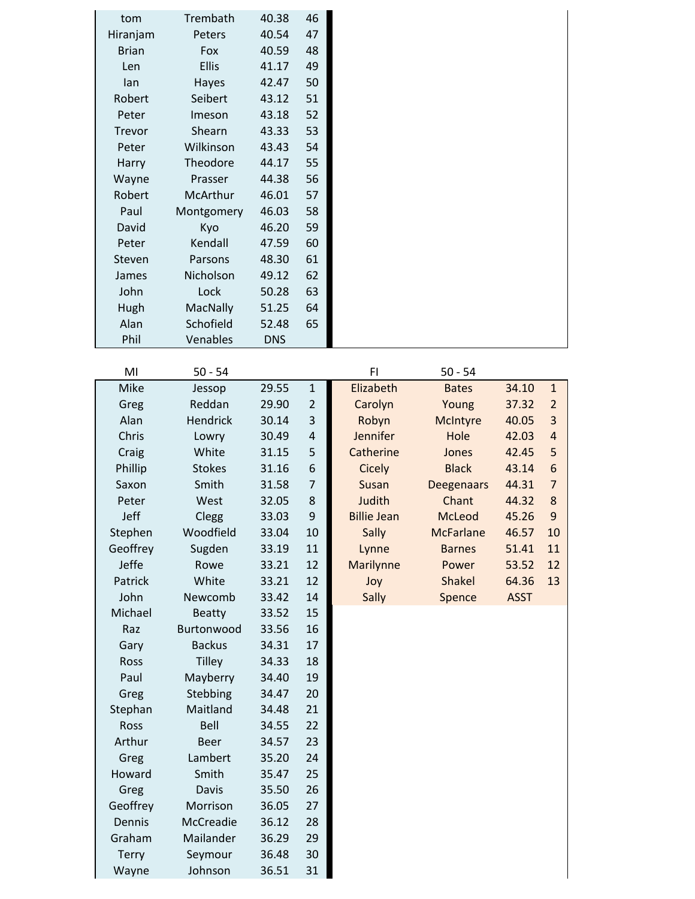| | | | |
|---|---|---|---|
| tom | Trembath | 40.38 | 46 |
| Hiranjam | Peters | 40.54 | 47 |
| Brian | Fox | 40.59 | 48 |
| Len | Ellis | 41.17 | 49 |
| Ian | Hayes | 42.47 | 50 |
| Robert | Seibert | 43.12 | 51 |
| Peter | Imeson | 43.18 | 52 |
| Trevor | Shearn | 43.33 | 53 |
| Peter | Wilkinson | 43.43 | 54 |
| Harry | Theodore | 44.17 | 55 |
| Wayne | Prasser | 44.38 | 56 |
| Robert | McArthur | 46.01 | 57 |
| Paul | Montgomery | 46.03 | 58 |
| David | Kyo | 46.20 | 59 |
| Peter | Kendall | 47.59 | 60 |
| Steven | Parsons | 48.30 | 61 |
| James | Nicholson | 49.12 | 62 |
| John | Lock | 50.28 | 63 |
| Hugh | MacNally | 51.25 | 64 |
| Alan | Schofield | 52.48 | 65 |
| Phil | Venables | DNS | |

| MI | 50 - 54 | | |
|---|---|---|---|
| Mike | Jessop | 29.55 | 1 |
| Greg | Reddan | 29.90 | 2 |
| Alan | Hendrick | 30.14 | 3 |
| Chris | Lowry | 30.49 | 4 |
| Craig | White | 31.15 | 5 |
| Phillip | Stokes | 31.16 | 6 |
| Saxon | Smith | 31.58 | 7 |
| Peter | West | 32.05 | 8 |
| Jeff | Clegg | 33.03 | 9 |
| Stephen | Woodfield | 33.04 | 10 |
| Geoffrey | Sugden | 33.19 | 11 |
| Jeffe | Rowe | 33.21 | 12 |
| Patrick | White | 33.21 | 12 |
| John | Newcomb | 33.42 | 14 |
| Michael | Beatty | 33.52 | 15 |
| Raz | Burtonwood | 33.56 | 16 |
| Gary | Backus | 34.31 | 17 |
| Ross | Tilley | 34.33 | 18 |
| Paul | Mayberry | 34.40 | 19 |
| Greg | Stebbing | 34.47 | 20 |
| Stephan | Maitland | 34.48 | 21 |
| Ross | Bell | 34.55 | 22 |
| Arthur | Beer | 34.57 | 23 |
| Greg | Lambert | 35.20 | 24 |
| Howard | Smith | 35.47 | 25 |
| Greg | Davis | 35.50 | 26 |
| Geoffrey | Morrison | 36.05 | 27 |
| Dennis | McCreadie | 36.12 | 28 |
| Graham | Mailander | 36.29 | 29 |
| Terry | Seymour | 36.48 | 30 |
| Wayne | Johnson | 36.51 | 31 |

| FI | 50 - 54 | | |
|---|---|---|---|
| Elizabeth | Bates | 34.10 | 1 |
| Carolyn | Young | 37.32 | 2 |
| Robyn | McIntyre | 40.05 | 3 |
| Jennifer | Hole | 42.03 | 4 |
| Catherine | Jones | 42.45 | 5 |
| Cicely | Black | 43.14 | 6 |
| Susan | Deegenaars | 44.31 | 7 |
| Judith | Chant | 44.32 | 8 |
| Billie Jean | McLeod | 45.26 | 9 |
| Sally | McFarlane | 46.57 | 10 |
| Lynne | Barnes | 51.41 | 11 |
| Marilynne | Power | 53.52 | 12 |
| Joy | Shakel | 64.36 | 13 |
| Sally | Spence | ASST | |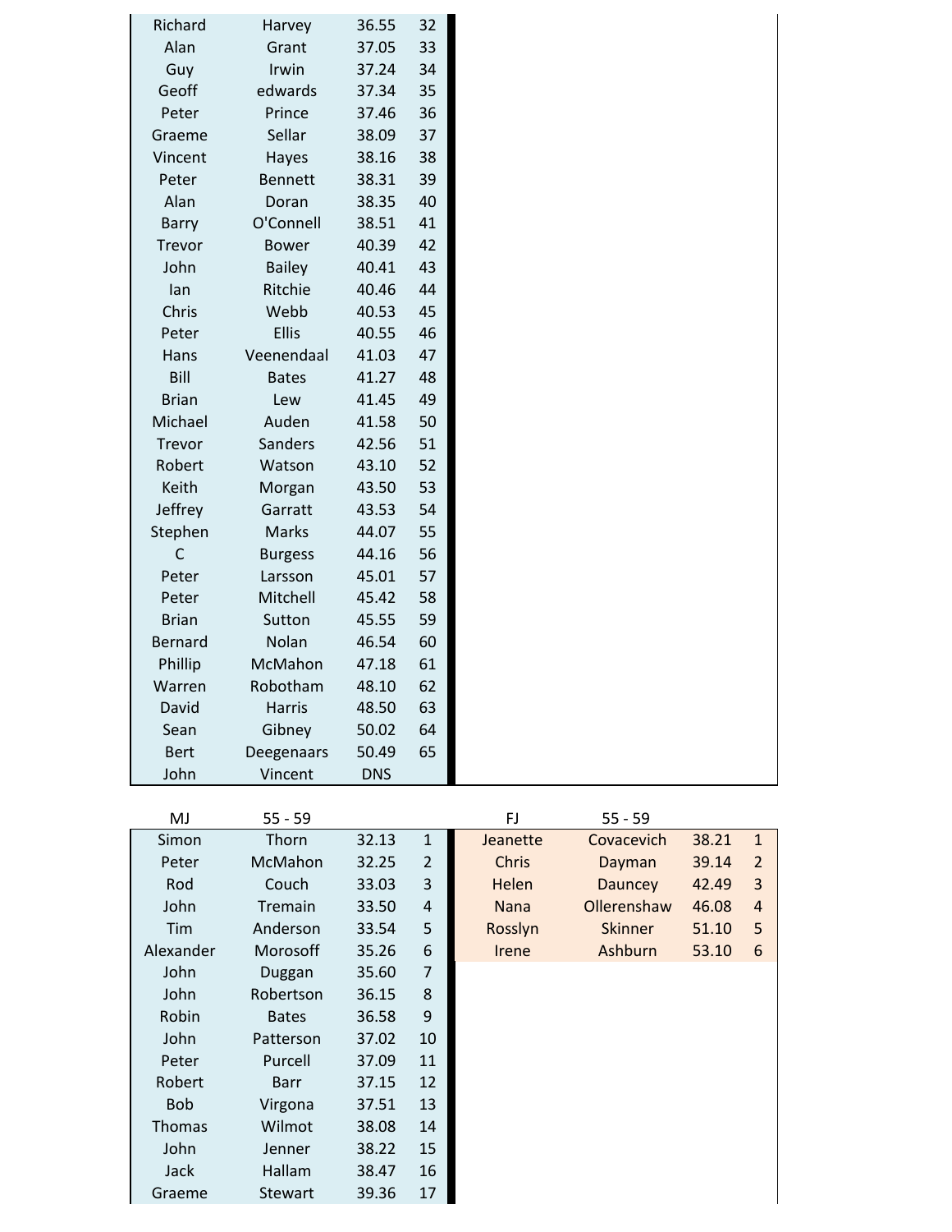| | | | |
|---|---|---|---|
| Richard | Harvey | 36.55 | 32 |
| Alan | Grant | 37.05 | 33 |
| Guy | Irwin | 37.24 | 34 |
| Geoff | edwards | 37.34 | 35 |
| Peter | Prince | 37.46 | 36 |
| Graeme | Sellar | 38.09 | 37 |
| Vincent | Hayes | 38.16 | 38 |
| Peter | Bennett | 38.31 | 39 |
| Alan | Doran | 38.35 | 40 |
| Barry | O'Connell | 38.51 | 41 |
| Trevor | Bower | 40.39 | 42 |
| John | Bailey | 40.41 | 43 |
| Ian | Ritchie | 40.46 | 44 |
| Chris | Webb | 40.53 | 45 |
| Peter | Ellis | 40.55 | 46 |
| Hans | Veenendaal | 41.03 | 47 |
| Bill | Bates | 41.27 | 48 |
| Brian | Lew | 41.45 | 49 |
| Michael | Auden | 41.58 | 50 |
| Trevor | Sanders | 42.56 | 51 |
| Robert | Watson | 43.10 | 52 |
| Keith | Morgan | 43.50 | 53 |
| Jeffrey | Garratt | 43.53 | 54 |
| Stephen | Marks | 44.07 | 55 |
| C | Burgess | 44.16 | 56 |
| Peter | Larsson | 45.01 | 57 |
| Peter | Mitchell | 45.42 | 58 |
| Brian | Sutton | 45.55 | 59 |
| Bernard | Nolan | 46.54 | 60 |
| Phillip | McMahon | 47.18 | 61 |
| Warren | Robotham | 48.10 | 62 |
| David | Harris | 48.50 | 63 |
| Sean | Gibney | 50.02 | 64 |
| Bert | Deegenaars | 50.49 | 65 |
| John | Vincent | DNS | |

| MJ | 55 - 59 | | |
|---|---|---|---|
| Simon | Thorn | 32.13 | 1 |
| Peter | McMahon | 32.25 | 2 |
| Rod | Couch | 33.03 | 3 |
| John | Tremain | 33.50 | 4 |
| Tim | Anderson | 33.54 | 5 |
| Alexander | Morosoff | 35.26 | 6 |
| John | Duggan | 35.60 | 7 |
| John | Robertson | 36.15 | 8 |
| Robin | Bates | 36.58 | 9 |
| John | Patterson | 37.02 | 10 |
| Peter | Purcell | 37.09 | 11 |
| Robert | Barr | 37.15 | 12 |
| Bob | Virgona | 37.51 | 13 |
| Thomas | Wilmot | 38.08 | 14 |
| John | Jenner | 38.22 | 15 |
| Jack | Hallam | 38.47 | 16 |
| Graeme | Stewart | 39.36 | 17 |

| FJ | 55 - 59 | | |
|---|---|---|---|
| Jeanette | Covacevich | 38.21 | 1 |
| Chris | Dayman | 39.14 | 2 |
| Helen | Dauncey | 42.49 | 3 |
| Nana | Ollerenshaw | 46.08 | 4 |
| Rosslyn | Skinner | 51.10 | 5 |
| Irene | Ashburn | 53.10 | 6 |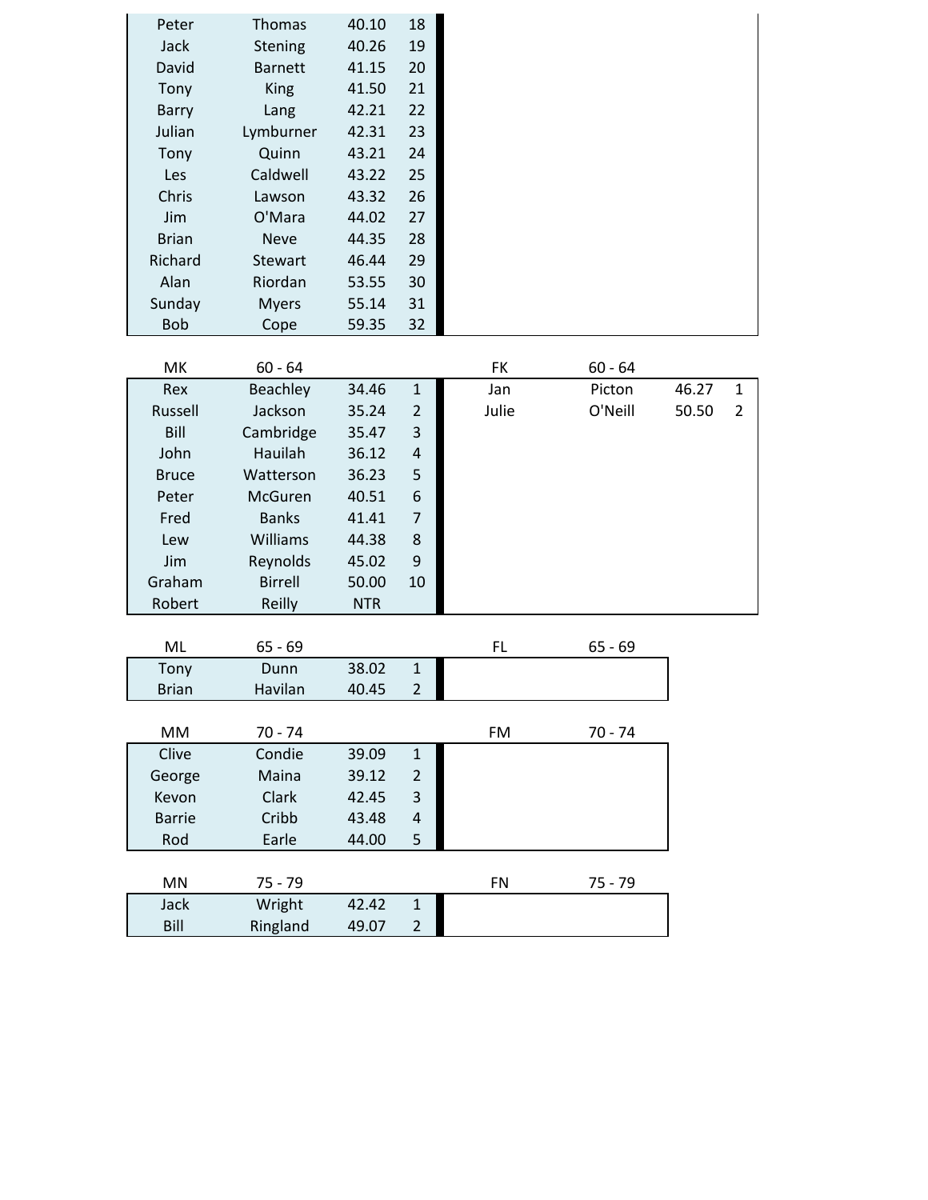| | | | | | | | |
|---|---|---|---|---|---|---|---|
| Peter | Thomas | 40.10 | 18 | | | | |
| Jack | Stening | 40.26 | 19 | | | | |
| David | Barnett | 41.15 | 20 | | | | |
| Tony | King | 41.50 | 21 | | | | |
| Barry | Lang | 42.21 | 22 | | | | |
| Julian | Lymburner | 42.31 | 23 | | | | |
| Tony | Quinn | 43.21 | 24 | | | | |
| Les | Caldwell | 43.22 | 25 | | | | |
| Chris | Lawson | 43.32 | 26 | | | | |
| Jim | O'Mara | 44.02 | 27 | | | | |
| Brian | Neve | 44.35 | 28 | | | | |
| Richard | Stewart | 46.44 | 29 | | | | |
| Alan | Riordan | 53.55 | 30 | | | | |
| Sunday | Myers | 55.14 | 31 | | | | |
| Bob | Cope | 59.35 | 32 | | | | |

| MK | 60 - 64 | | | FK | 60 - 64 | | |
|---|---|---|---|---|---|---|---|
| Rex | Beachley | 34.46 | 1 | Jan | Picton | 46.27 | 1 |
| Russell | Jackson | 35.24 | 2 | Julie | O'Neill | 50.50 | 2 |
| Bill | Cambridge | 35.47 | 3 | | | | |
| John | Hauilah | 36.12 | 4 | | | | |
| Bruce | Watterson | 36.23 | 5 | | | | |
| Peter | McGuren | 40.51 | 6 | | | | |
| Fred | Banks | 41.41 | 7 | | | | |
| Lew | Williams | 44.38 | 8 | | | | |
| Jim | Reynolds | 45.02 | 9 | | | | |
| Graham | Birrell | 50.00 | 10 | | | | |
| Robert | Reilly | NTR | | | | | |

| ML | 65 - 69 | | | FL | 65 - 69 |
|---|---|---|---|---|---|
| Tony | Dunn | 38.02 | 1 | | |
| Brian | Havilan | 40.45 | 2 | | |

| MM | 70 - 74 | | | FM | 70 - 74 |
|---|---|---|---|---|---|
| Clive | Condie | 39.09 | 1 | | |
| George | Maina | 39.12 | 2 | | |
| Kevon | Clark | 42.45 | 3 | | |
| Barrie | Cribb | 43.48 | 4 | | |
| Rod | Earle | 44.00 | 5 | | |

| MN | 75 - 79 | | | FN | 75 - 79 |
|---|---|---|---|---|---|
| Jack | Wright | 42.42 | 1 | | |
| Bill | Ringland | 49.07 | 2 | | |